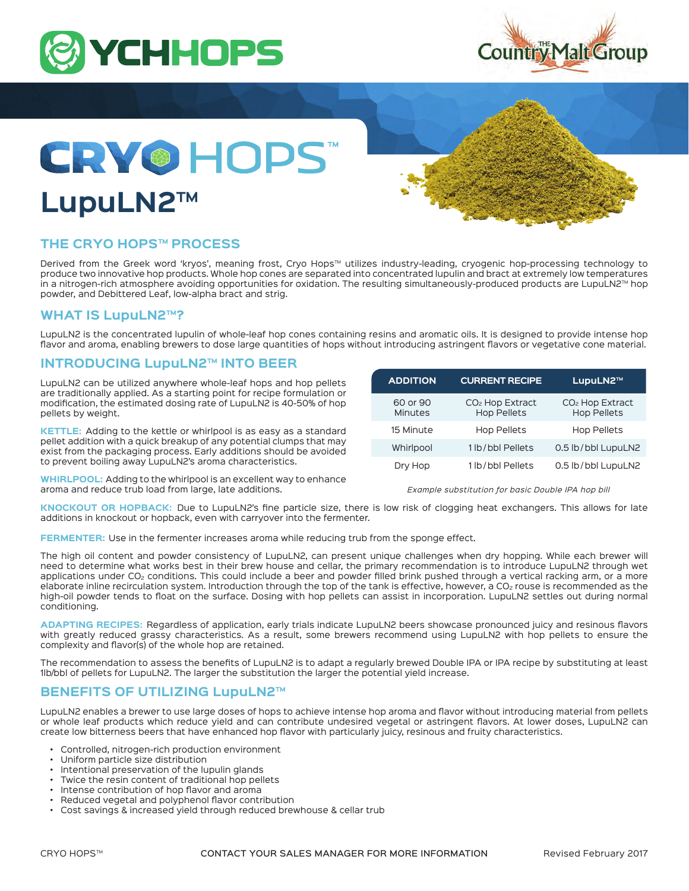YCHHOPS

THE Country Malt Group

# CRYO HOPS™

# LupuLN2™

## THE CRYO HOPS™ PROCESS

Derived from the Greek word 'kryos', meaning frost, Cryo Hops™ utilizes industry-leading, cryogenic hop-processing technology to produce two innovative hop products. Whole hop cones are separated into concentrated lupulin and bract at extremely low temperatures in a nitrogen-rich atmosphere avoiding opportunities for oxidation. The resulting simultaneously-produced products are LupuLN2™ hop powder, and Debittered Leaf, low-alpha bract and strig.

## WHAT IS LupuLN2™?

LupuLN2 is the concentrated lupulin of whole-leaf hop cones containing resins and aromatic oils. It is designed to provide intense hop flavor and aroma, enabling brewers to dose large quantities of hops without introducing astringent flavors or vegetative cone material.

## INTRODUCING LupuLN2™ INTO BEER

LupuLN2 can be utilized anywhere whole-leaf hops and hop pellets are traditionally applied. As a starting point for recipe formulation or modification, the estimated dosing rate of LupuLN2 is 40-50% of hop pellets by weight.

**KETTLE:** Adding to the kettle or whirlpool is as easy as a standard pellet addition with a quick breakup of any potential clumps that may exist from the packaging process. Early additions should be avoided to prevent boiling away LupuLN2's aroma characteristics.

**WHIRLPOOL:** Adding to the whirlpool is an excellent way to enhance aroma and reduce trub load from large, late additions.

| ADDITION | CURRENT RECIPE | LupuLN2™ |
|---|---|---|
| 60 or 90 Minutes | $CO_2$ Hop Extract Hop Pellets | $CO_2$ Hop Extract Hop Pellets |
| 15 Minute | Hop Pellets | Hop Pellets |
| Whirlpool | 1 lb/bbl Pellets | 0.5 lb/bbl LupuLN2 |
| Dry Hop | 1 lb/bbl Pellets | 0.5 lb/bbl LupuLN2 |

*Example substitution for basic Double IPA hop bill*

**KNOCKOUT OR HOPBACK:** Due to LupuLN2's fine particle size, there is low risk of clogging heat exchangers. This allows for late additions in knockout or hopback, even with carryover into the fermenter.

**FERMENTER:** Use in the fermenter increases aroma while reducing trub from the sponge effect.

The high oil content and powder consistency of LupuLN2, can present unique challenges when dry hopping. While each brewer will need to determine what works best in their brew house and cellar, the primary recommendation is to introduce LupuLN2 through wet applications under $CO_2$ conditions. This could include a beer and powder filled brink pushed through a vertical racking arm, or a more elaborate inline recirculation system. Introduction through the top of the tank is effective, however, a $CO_2$ rouse is recommended as the high-oil powder tends to float on the surface. Dosing with hop pellets can assist in incorporation. LupuLN2 settles out during normal conditioning.

**ADAPTING RECIPES:** Regardless of application, early trials indicate LupuLN2 beers showcase pronounced juicy and resinous flavors with greatly reduced grassy characteristics. As a result, some brewers recommend using LupuLN2 with hop pellets to ensure the complexity and flavor(s) of the whole hop are retained.

The recommendation to assess the benefits of LupuLN2 is to adapt a regularly brewed Double IPA or IPA recipe by substituting at least 1lb/bbl of pellets for LupuLN2. The larger the substitution the larger the potential yield increase.

## BENEFITS OF UTILIZING LupuLN2™

LupuLN2 enables a brewer to use large doses of hops to achieve intense hop aroma and flavor without introducing material from pellets or whole leaf products which reduce yield and can contribute undesired vegetal or astringent flavors. At lower doses, LupuLN2 can create low bitterness beers that have enhanced hop flavor with particularly juicy, resinous and fruity characteristics.

- Controlled, nitrogen-rich production environment
- Uniform particle size distribution
- Intentional preservation of the lupulin glands
- Twice the resin content of traditional hop pellets
- Intense contribution of hop flavor and aroma
- Reduced vegetal and polyphenol flavor contribution
- Cost savings & increased yield through reduced brewhouse & cellar trub

CONTACT YOUR SALES MANAGER FOR MORE INFORMATION

Revised February 2017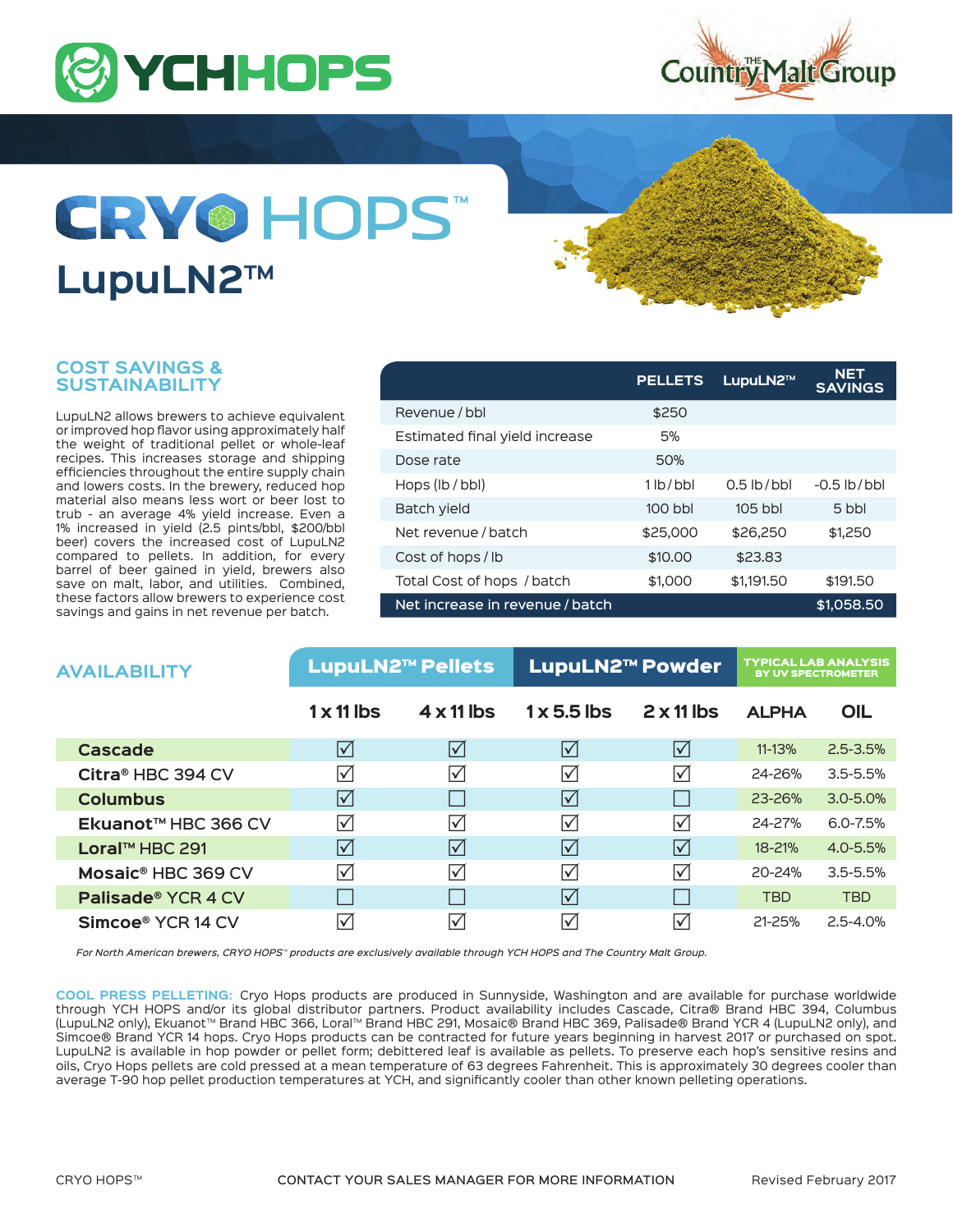YCHHOPS

The Country Malt Group

# CRYO HOPS™

## LupuLN2™

### COST SAVINGS & SUSTAINABILITY

LupuLN2 allows brewers to achieve equivalent or improved hop flavor using approximately half the weight of traditional pellet or whole-leaf recipes. This increases storage and shipping efficiencies throughout the entire supply chain and lowers costs. In the brewery, reduced hop material also means less wort or beer lost to trub - an average 4% yield increase. Even a 1% increased in yield (2.5 pints/bbl, $200/bbl beer) covers the increased cost of LupuLN2 compared to pellets. In addition, for every barrel of beer gained in yield, brewers also save on malt, labor, and utilities. Combined, these factors allow brewers to experience cost savings and gains in net revenue per batch.

| | PELLETS | LupuLN2™ | NET SAVINGS |
|---|---|---|---|
| Revenue / bbl | $250 | | |
| Estimated final yield increase | 5% | | |
| Dose rate | 50% | | |
| Hops (lb / bbl) | 1 lb / bbl | 0.5 lb / bbl | -0.5 lb / bbl |
| Batch yield | 100 bbl | 105 bbl | 5 bbl |
| Net revenue / batch | $25,000 | $26,250 | $1,250 |
| Cost of hops / lb | $10.00 | $23.83 | |
| Total Cost of hops / batch | $1,000 | $1,191.50 | $191.50 |
| Net increase in revenue / batch | | | $1,058.50 |

### AVAILABILITY

| | LupuLN2™ Pellets | | LupuLN2™ Powder | | TYPICAL LAB ANALYSIS BY UV SPECTROMETER | |
|---|---|---|---|---|---|---|
| | 1 x 11 lbs | 4 x 11 lbs | 1 x 5.5 lbs | 2 x 11 lbs | ALPHA | OIL |
| Cascade | ☑ | ☑ | ☑ | ☑ | 11-13% | 2.5-3.5% |
| Citra® HBC 394 CV | ☑ | ☑ | ☑ | ☑ | 24-26% | 3.5-5.5% |
| Columbus | ☑ | ☐ | ☑ | ☐ | 23-26% | 3.0-5.0% |
| Ekuanot™ HBC 366 CV | ☑ | ☑ | ☑ | ☑ | 24-27% | 6.0-7.5% |
| Loral™ HBC 291 | ☑ | ☑ | ☑ | ☑ | 18-21% | 4.0-5.5% |
| Mosaic® HBC 369 CV | ☑ | ☑ | ☑ | ☑ | 20-24% | 3.5-5.5% |
| Palisade® YCR 4 CV | ☐ | ☐ | ☑ | ☐ | TBD | TBD |
| Simcoe® YCR 14 CV | ☑ | ☑ | ☑ | ☑ | 21-25% | 2.5-4.0% |

*For North American brewers, CRYO HOPS™ products are exclusively available through YCH HOPS and The Country Malt Group.*

**COOL PRESS PELLETING:** Cryo Hops products are produced in Sunnyside, Washington and are available for purchase worldwide through YCH HOPS and/or its global distributor partners. Product availability includes Cascade, Citra® Brand HBC 394, Columbus (LupuLN2 only), Ekuanot™ Brand HBC 366, Loral™ Brand HBC 291, Mosaic® Brand HBC 369, Palisade® Brand YCR 4 (LupuLN2 only), and Simcoe® Brand YCR 14 hops. Cryo Hops products can be contracted for future years beginning in harvest 2017 or purchased on spot. LupuLN2 is available in hop powder or pellet form; debittered leaf is available as pellets. To preserve each hop's sensitive resins and oils, Cryo Hops pellets are cold pressed at a mean temperature of 63 degrees Fahrenheit. This is approximately 30 degrees cooler than average T-90 hop pellet production temperatures at YCH, and significantly cooler than other known pelleting operations.

CRYO HOPS™ CONTACT YOUR SALES MANAGER FOR MORE INFORMATION Revised February 2017